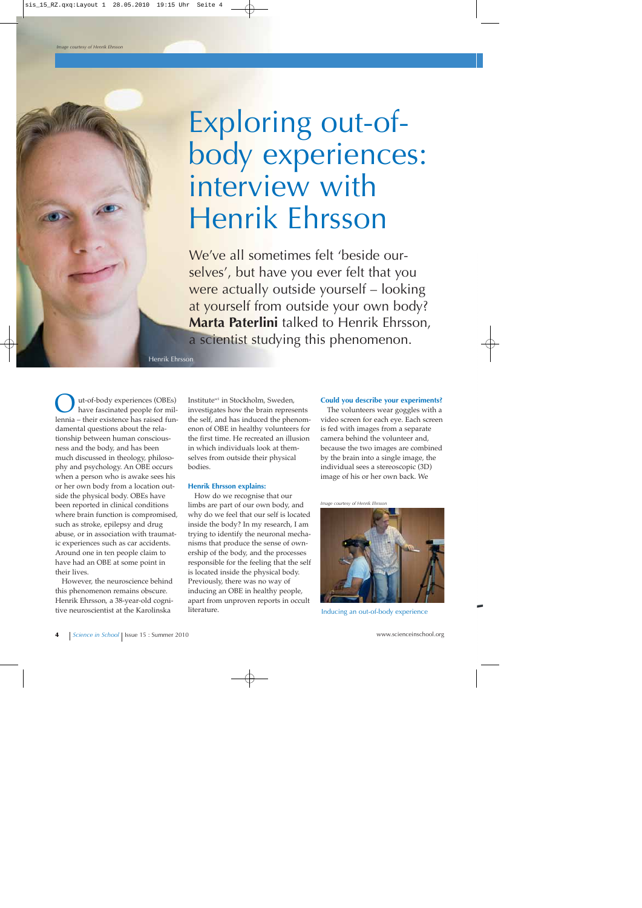# Exploring out-of-body experiences: interview with Henrik Ehrsson

We've all sometimes felt 'beside ourselves', but have you ever felt that you were actually outside yourself – looking at yourself from outside your own body? **Marta Paterlini** talked to Henrik Ehrsson, a scientist studying this phenomenon.

*Image courtesy of Henrik Ehrsson*

Henrik Ehrsson

Out-of-body experiences (OBEs) have fascinated people for millennia – their existence has raised fundamental questions about the relationship between human consciousness and the body, and has been much discussed in theology, philosophy and psychology. An OBE occurs when a person who is awake sees his or her own body from a location outside the physical body. OBEs have been reported in clinical conditions where brain function is compromised, such as stroke, epilepsy and drug abuse, or in association with traumatic experiences such as car accidents. Around one in ten people claim to have had an OBE at some point in their lives.

However, the neuroscience behind this phenomenon remains obscure. Henrik Ehrsson, a 38-year-old cognitive neuroscientist at the Karolinska Institute[w1] in Stockholm, Sweden, investigates how the brain represents the self, and has induced the phenomenon of OBE in healthy volunteers for the first time. He recreated an illusion in which individuals look at themselves from outside their physical bodies.

### Henrik Ehrsson explains:

How do we recognise that our limbs are part of our own body, and why do we feel that our self is located inside the body? In my research, I am trying to identify the neuronal mechanisms that produce the sense of ownership of the body, and the processes responsible for the feeling that the self is located inside the physical body. Previously, there was no way of inducing an OBE in healthy people, apart from unproven reports in occult literature.

### Could you describe your experiments?

The volunteers wear goggles with a video screen for each eye. Each screen is fed with images from a separate camera behind the volunteer and, because the two images are combined by the brain into a single image, the individual sees a stereoscopic (3D) image of his or her own back. We

*Image courtesy of Henrik Ehrsson*

Inducing an out-of-body experience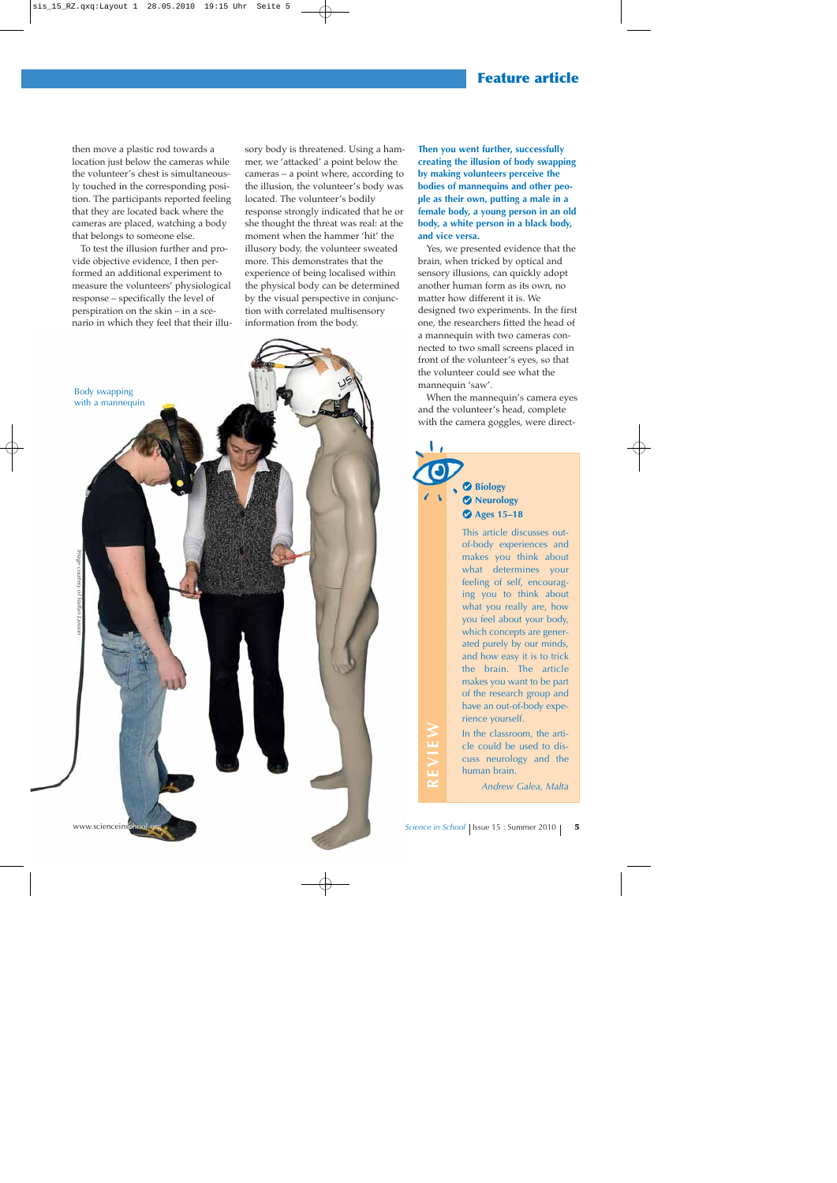then move a plastic rod towards a location just below the cameras while the volunteer's chest is simultaneously touched in the corresponding position. The participants reported feeling that they are located back where the cameras are placed, watching a body that belongs to someone else.

To test the illusion further and provide objective evidence, I then performed an additional experiment to measure the volunteers' physiological response – specifically the level of perspiration on the skin – in a scenario in which they feel that their illusory body is threatened. Using a hammer, we 'attacked' a point below the cameras – a point where, according to the illusion, the volunteer's body was located. The volunteer's bodily response strongly indicated that he or she thought the threat was real: at the moment when the hammer 'hit' the illusory body, the volunteer sweated more. This demonstrates that the experience of being localised within the physical body can be determined by the visual perspective in conjunction with correlated multisensory information from the body.

Body swapping with a mannequin

*Image courtesy of Staffan Larsson*

**Then you went further, successfully creating the illusion of body swapping by making volunteers perceive the bodies of mannequins and other people as their own, putting a male in a female body, a young person in an old body, a white person in a black body, and vice versa.**

Yes, we presented evidence that the brain, when tricked by optical and sensory illusions, can quickly adopt another human form as its own, no matter how different it is. We designed two experiments. In the first one, the researchers fitted the head of a mannequin with two cameras connected to two small screens placed in front of the volunteer's eyes, so that the volunteer could see what the mannequin 'saw'.

When the mannequin's camera eyes and the volunteer's head, complete with the camera goggles, were direct-

**REVIEW**

- Biology
- Neurology
- Ages 15–18

This article discusses out-of-body experiences and makes you think about what determines your feeling of self, encouraging you to think about what you really are, how you feel about your body, which concepts are generated purely by our minds, and how easy it is to trick the brain. The article makes you want to be part of the research group and have an out-of-body experience yourself.

In the classroom, the article could be used to discuss neurology and the human brain.

*Andrew Galea, Malta*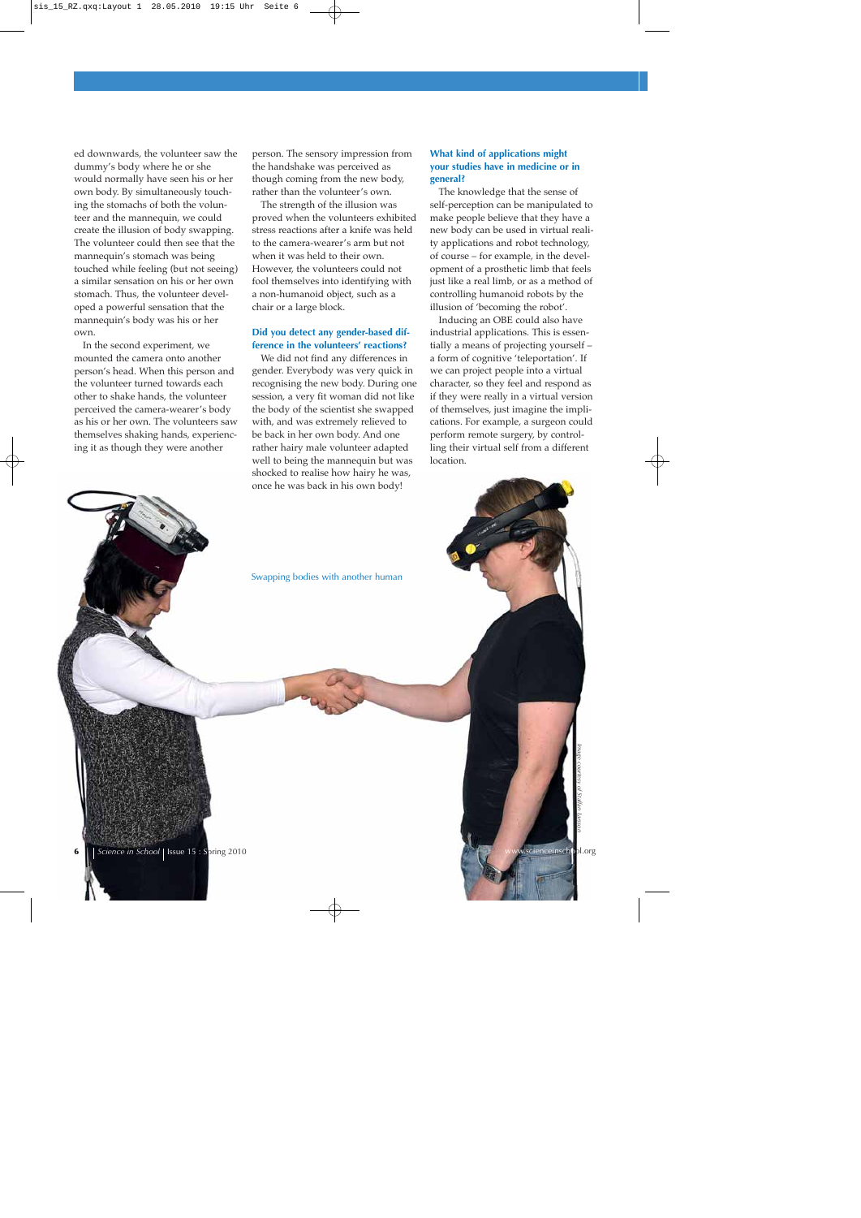ed downwards, the volunteer saw the dummy's body where he or she would normally have seen his or her own body. By simultaneously touching the stomachs of both the volunteer and the mannequin, we could create the illusion of body swapping. The volunteer could then see that the mannequin's stomach was being touched while feeling (but not seeing) a similar sensation on his or her own stomach. Thus, the volunteer developed a powerful sensation that the mannequin's body was his or her own.

In the second experiment, we mounted the camera onto another person's head. When this person and the volunteer turned towards each other to shake hands, the volunteer perceived the camera-wearer's body as his or her own. The volunteers saw themselves shaking hands, experiencing it as though they were another person. The sensory impression from the handshake was perceived as though coming from the new body, rather than the volunteer's own.

The strength of the illusion was proved when the volunteers exhibited stress reactions after a knife was held to the camera-wearer's arm but not when it was held to their own. However, the volunteers could not fool themselves into identifying with a non-humanoid object, such as a chair or a large block.

### Did you detect any gender-based difference in the volunteers' reactions?

We did not find any differences in gender. Everybody was very quick in recognising the new body. During one session, a very fit woman did not like the body of the scientist she swapped with, and was extremely relieved to be back in her own body. And one rather hairy male volunteer adapted well to being the mannequin but was shocked to realise how hairy he was, once he was back in his own body!

### What kind of applications might your studies have in medicine or in general?

The knowledge that the sense of self-perception can be manipulated to make people believe that they have a new body can be used in virtual reality applications and robot technology, of course – for example, in the development of a prosthetic limb that feels just like a real limb, or as a method of controlling humanoid robots by the illusion of 'becoming the robot'.

Inducing an OBE could also have industrial applications. This is essentially a means of projecting yourself – a form of cognitive 'teleportation'. If we can project people into a virtual character, so they feel and respond as if they were really in a virtual version of themselves, just imagine the implications. For example, a surgeon could perform remote surgery, by controlling their virtual self from a different location.

Swapping bodies with another human

*Image courtesy of Staffan Larsson*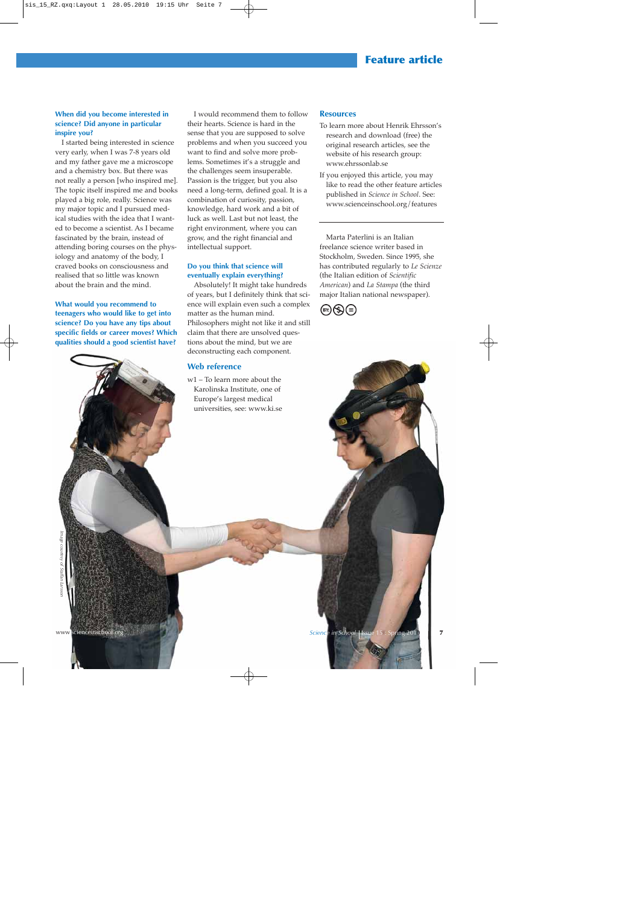**When did you become interested in science? Did anyone in particular inspire you?**

I started being interested in science very early, when I was 7-8 years old and my father gave me a microscope and a chemistry box. But there was not really a person [who inspired me]. The topic itself inspired me and books played a big role, really. Science was my major topic and I pursued medical studies with the idea that I wanted to become a scientist. As I became fascinated by the brain, instead of attending boring courses on the physiology and anatomy of the body, I craved books on consciousness and realised that so little was known about the brain and the mind.

**What would you recommend to teenagers who would like to get into science? Do you have any tips about specific fields or career moves? Which qualities should a good scientist have?**

I would recommend them to follow their hearts. Science is hard in the sense that you are supposed to solve problems and when you succeed you want to find and solve more problems. Sometimes it's a struggle and the challenges seem insuperable. Passion is the trigger, but you also need a long-term, defined goal. It is a combination of curiosity, passion, knowledge, hard work and a bit of luck as well. Last but not least, the right environment, where you can grow, and the right financial and intellectual support.

**Do you think that science will eventually explain everything?**

Absolutely! It might take hundreds of years, but I definitely think that science will explain even such a complex matter as the human mind. Philosophers might not like it and still claim that there are unsolved questions about the mind, but we are deconstructing each component.

## Web reference

w1 – To learn more about the Karolinska Institute, one of Europe's largest medical universities, see: www.ki.se

## Resources

To learn more about Henrik Ehrsson's research and download (free) the original research articles, see the website of his research group: www.ehrssonlab.se

If you enjoyed this article, you may like to read the other feature articles published in *Science in School*. See: www.scienceinschool.org/features

---

Marta Paterlini is an Italian freelance science writer based in Stockholm, Sweden. Since 1995, she has contributed regularly to *Le Scienze* (the Italian edition of *Scientific American*) and *La Stampa* (the third major Italian national newspaper).

*Image courtesy of Staffan Larsson*